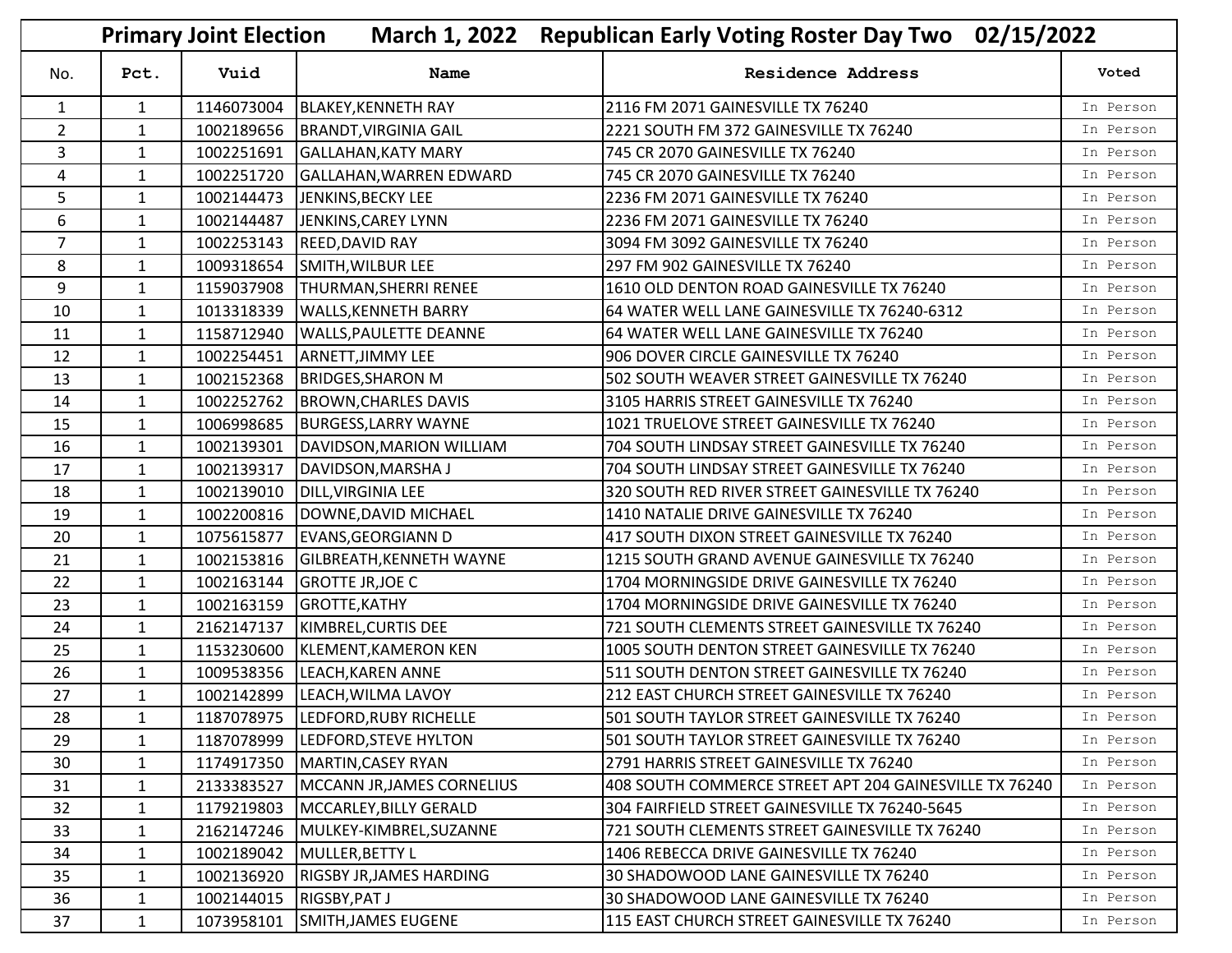## Primary Joint Election March 1, 2022 Republican Early Voting Roster Day Two 02/15/2022

| No. | Pct. | Vuid | Name | Residence Address | Voted |
|---|---|---|---|---|---|
| 1 | 1 | 1146073004 | BLAKEY,KENNETH RAY | 2116 FM 2071 GAINESVILLE TX 76240 | In Person |
| 2 | 1 | 1002189656 | BRANDT,VIRGINIA GAIL | 2221 SOUTH FM 372 GAINESVILLE TX 76240 | In Person |
| 3 | 1 | 1002251691 | GALLAHAN,KATY MARY | 745 CR 2070 GAINESVILLE TX 76240 | In Person |
| 4 | 1 | 1002251720 | GALLAHAN,WARREN EDWARD | 745 CR 2070 GAINESVILLE TX 76240 | In Person |
| 5 | 1 | 1002144473 | JENKINS,BECKY LEE | 2236 FM 2071 GAINESVILLE TX 76240 | In Person |
| 6 | 1 | 1002144487 | JENKINS,CAREY LYNN | 2236 FM 2071 GAINESVILLE TX 76240 | In Person |
| 7 | 1 | 1002253143 | REED,DAVID RAY | 3094 FM 3092 GAINESVILLE TX 76240 | In Person |
| 8 | 1 | 1009318654 | SMITH,WILBUR LEE | 297 FM 902 GAINESVILLE TX 76240 | In Person |
| 9 | 1 | 1159037908 | THURMAN,SHERRI RENEE | 1610 OLD DENTON ROAD GAINESVILLE TX 76240 | In Person |
| 10 | 1 | 1013318339 | WALLS,KENNETH BARRY | 64 WATER WELL LANE GAINESVILLE TX 76240-6312 | In Person |
| 11 | 1 | 1158712940 | WALLS,PAULETTE DEANNE | 64 WATER WELL LANE GAINESVILLE TX 76240 | In Person |
| 12 | 1 | 1002254451 | ARNETT,JIMMY LEE | 906 DOVER CIRCLE GAINESVILLE TX 76240 | In Person |
| 13 | 1 | 1002152368 | BRIDGES,SHARON M | 502 SOUTH WEAVER STREET GAINESVILLE TX 76240 | In Person |
| 14 | 1 | 1002252762 | BROWN,CHARLES DAVIS | 3105 HARRIS STREET GAINESVILLE TX 76240 | In Person |
| 15 | 1 | 1006998685 | BURGESS,LARRY WAYNE | 1021 TRUELOVE STREET GAINESVILLE TX 76240 | In Person |
| 16 | 1 | 1002139301 | DAVIDSON,MARION WILLIAM | 704 SOUTH LINDSAY STREET GAINESVILLE TX 76240 | In Person |
| 17 | 1 | 1002139317 | DAVIDSON,MARSHA J | 704 SOUTH LINDSAY STREET GAINESVILLE TX 76240 | In Person |
| 18 | 1 | 1002139010 | DILL,VIRGINIA LEE | 320 SOUTH RED RIVER STREET GAINESVILLE TX 76240 | In Person |
| 19 | 1 | 1002200816 | DOWNE,DAVID MICHAEL | 1410 NATALIE DRIVE GAINESVILLE TX 76240 | In Person |
| 20 | 1 | 1075615877 | EVANS,GEORGIANN D | 417 SOUTH DIXON STREET GAINESVILLE TX 76240 | In Person |
| 21 | 1 | 1002153816 | GILBREATH,KENNETH WAYNE | 1215 SOUTH GRAND AVENUE GAINESVILLE TX 76240 | In Person |
| 22 | 1 | 1002163144 | GROTTE JR,JOE C | 1704 MORNINGSIDE DRIVE GAINESVILLE TX 76240 | In Person |
| 23 | 1 | 1002163159 | GROTTE,KATHY | 1704 MORNINGSIDE DRIVE GAINESVILLE TX 76240 | In Person |
| 24 | 1 | 2162147137 | KIMBREL,CURTIS DEE | 721 SOUTH CLEMENTS STREET GAINESVILLE TX 76240 | In Person |
| 25 | 1 | 1153230600 | KLEMENT,KAMERON KEN | 1005 SOUTH DENTON STREET GAINESVILLE TX 76240 | In Person |
| 26 | 1 | 1009538356 | LEACH,KAREN ANNE | 511 SOUTH DENTON STREET GAINESVILLE TX 76240 | In Person |
| 27 | 1 | 1002142899 | LEACH,WILMA LAVOY | 212 EAST CHURCH STREET GAINESVILLE TX 76240 | In Person |
| 28 | 1 | 1187078975 | LEDFORD,RUBY RICHELLE | 501 SOUTH TAYLOR STREET GAINESVILLE TX 76240 | In Person |
| 29 | 1 | 1187078999 | LEDFORD,STEVE HYLTON | 501 SOUTH TAYLOR STREET GAINESVILLE TX 76240 | In Person |
| 30 | 1 | 1174917350 | MARTIN,CASEY RYAN | 2791 HARRIS STREET GAINESVILLE TX 76240 | In Person |
| 31 | 1 | 2133383527 | MCCANN JR,JAMES CORNELIUS | 408 SOUTH COMMERCE STREET APT 204 GAINESVILLE TX 76240 | In Person |
| 32 | 1 | 1179219803 | MCCARLEY,BILLY GERALD | 304 FAIRFIELD STREET GAINESVILLE TX 76240-5645 | In Person |
| 33 | 1 | 2162147246 | MULKEY-KIMBREL,SUZANNE | 721 SOUTH CLEMENTS STREET GAINESVILLE TX 76240 | In Person |
| 34 | 1 | 1002189042 | MULLER,BETTY L | 1406 REBECCA DRIVE GAINESVILLE TX 76240 | In Person |
| 35 | 1 | 1002136920 | RIGSBY JR,JAMES HARDING | 30 SHADOWOOD LANE GAINESVILLE TX 76240 | In Person |
| 36 | 1 | 1002144015 | RIGSBY,PAT J | 30 SHADOWOOD LANE GAINESVILLE TX 76240 | In Person |
| 37 | 1 | 1073958101 | SMITH,JAMES EUGENE | 115 EAST CHURCH STREET GAINESVILLE TX 76240 | In Person |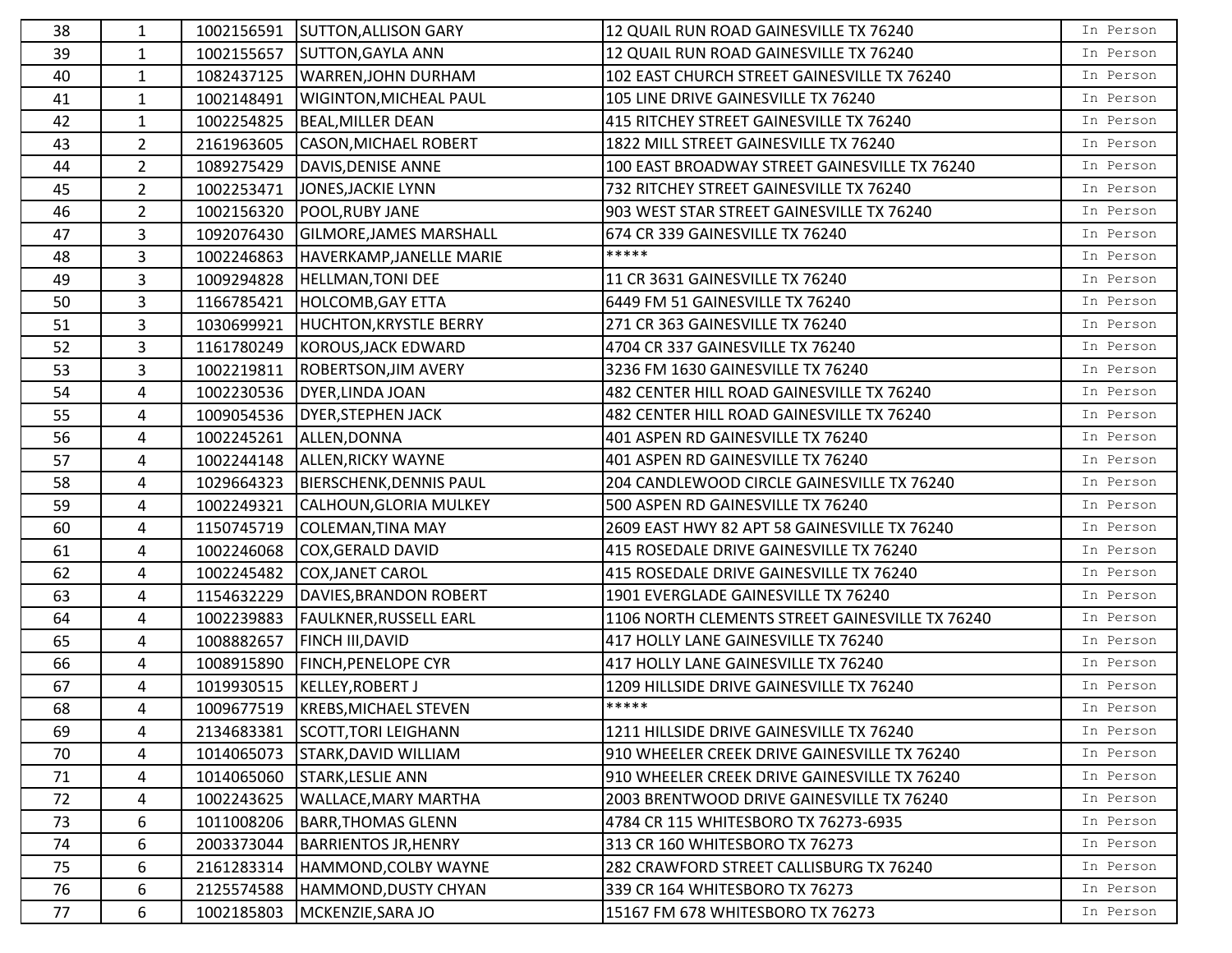| | | | | | |
|---|---|---|---|---|---|
| 38 | 1 | 1002156591 | SUTTON,ALLISON GARY | 12 QUAIL RUN ROAD GAINESVILLE TX 76240 | In Person |
| 39 | 1 | 1002155657 | SUTTON,GAYLA ANN | 12 QUAIL RUN ROAD GAINESVILLE TX 76240 | In Person |
| 40 | 1 | 1082437125 | WARREN,JOHN DURHAM | 102 EAST CHURCH STREET GAINESVILLE TX 76240 | In Person |
| 41 | 1 | 1002148491 | WIGINTON,MICHEAL PAUL | 105 LINE DRIVE GAINESVILLE TX 76240 | In Person |
| 42 | 1 | 1002254825 | BEAL,MILLER DEAN | 415 RITCHEY STREET GAINESVILLE TX 76240 | In Person |
| 43 | 2 | 2161963605 | CASON,MICHAEL ROBERT | 1822 MILL STREET GAINESVILLE TX 76240 | In Person |
| 44 | 2 | 1089275429 | DAVIS,DENISE ANNE | 100 EAST BROADWAY STREET GAINESVILLE TX 76240 | In Person |
| 45 | 2 | 1002253471 | JONES,JACKIE LYNN | 732 RITCHEY STREET GAINESVILLE TX 76240 | In Person |
| 46 | 2 | 1002156320 | POOL,RUBY JANE | 903 WEST STAR STREET GAINESVILLE TX 76240 | In Person |
| 47 | 3 | 1092076430 | GILMORE,JAMES MARSHALL | 674 CR 339 GAINESVILLE TX 76240 | In Person |
| 48 | 3 | 1002246863 | HAVERKAMP,JANELLE MARIE | ***** | In Person |
| 49 | 3 | 1009294828 | HELLMAN,TONI DEE | 11 CR 3631 GAINESVILLE TX 76240 | In Person |
| 50 | 3 | 1166785421 | HOLCOMB,GAY ETTA | 6449 FM 51 GAINESVILLE TX 76240 | In Person |
| 51 | 3 | 1030699921 | HUCHTON,KRYSTLE BERRY | 271 CR 363 GAINESVILLE TX 76240 | In Person |
| 52 | 3 | 1161780249 | KOROUS,JACK EDWARD | 4704 CR 337 GAINESVILLE TX 76240 | In Person |
| 53 | 3 | 1002219811 | ROBERTSON,JIM AVERY | 3236 FM 1630 GAINESVILLE TX 76240 | In Person |
| 54 | 4 | 1002230536 | DYER,LINDA JOAN | 482 CENTER HILL ROAD GAINESVILLE TX 76240 | In Person |
| 55 | 4 | 1009054536 | DYER,STEPHEN JACK | 482 CENTER HILL ROAD GAINESVILLE TX 76240 | In Person |
| 56 | 4 | 1002245261 | ALLEN,DONNA | 401 ASPEN RD GAINESVILLE TX 76240 | In Person |
| 57 | 4 | 1002244148 | ALLEN,RICKY WAYNE | 401 ASPEN RD GAINESVILLE TX 76240 | In Person |
| 58 | 4 | 1029664323 | BIERSCHENK,DENNIS PAUL | 204 CANDLEWOOD CIRCLE GAINESVILLE TX 76240 | In Person |
| 59 | 4 | 1002249321 | CALHOUN,GLORIA MULKEY | 500 ASPEN RD GAINESVILLE TX 76240 | In Person |
| 60 | 4 | 1150745719 | COLEMAN,TINA MAY | 2609 EAST HWY 82 APT 58 GAINESVILLE TX 76240 | In Person |
| 61 | 4 | 1002246068 | COX,GERALD DAVID | 415 ROSEDALE DRIVE GAINESVILLE TX 76240 | In Person |
| 62 | 4 | 1002245482 | COX,JANET CAROL | 415 ROSEDALE DRIVE GAINESVILLE TX 76240 | In Person |
| 63 | 4 | 1154632229 | DAVIES,BRANDON ROBERT | 1901 EVERGLADE GAINESVILLE TX 76240 | In Person |
| 64 | 4 | 1002239883 | FAULKNER,RUSSELL EARL | 1106 NORTH CLEMENTS STREET GAINESVILLE TX 76240 | In Person |
| 65 | 4 | 1008882657 | FINCH III,DAVID | 417 HOLLY LANE GAINESVILLE TX 76240 | In Person |
| 66 | 4 | 1008915890 | FINCH,PENELOPE CYR | 417 HOLLY LANE GAINESVILLE TX 76240 | In Person |
| 67 | 4 | 1019930515 | KELLEY,ROBERT J | 1209 HILLSIDE DRIVE GAINESVILLE TX 76240 | In Person |
| 68 | 4 | 1009677519 | KREBS,MICHAEL STEVEN | ***** | In Person |
| 69 | 4 | 2134683381 | SCOTT,TORI LEIGHANN | 1211 HILLSIDE DRIVE GAINESVILLE TX 76240 | In Person |
| 70 | 4 | 1014065073 | STARK,DAVID WILLIAM | 910 WHEELER CREEK DRIVE GAINESVILLE TX 76240 | In Person |
| 71 | 4 | 1014065060 | STARK,LESLIE ANN | 910 WHEELER CREEK DRIVE GAINESVILLE TX 76240 | In Person |
| 72 | 4 | 1002243625 | WALLACE,MARY MARTHA | 2003 BRENTWOOD DRIVE GAINESVILLE TX 76240 | In Person |
| 73 | 6 | 1011008206 | BARR,THOMAS GLENN | 4784 CR 115 WHITESBORO TX 76273-6935 | In Person |
| 74 | 6 | 2003373044 | BARRIENTOS JR,HENRY | 313 CR 160 WHITESBORO TX 76273 | In Person |
| 75 | 6 | 2161283314 | HAMMOND,COLBY WAYNE | 282 CRAWFORD STREET CALLISBURG TX 76240 | In Person |
| 76 | 6 | 2125574588 | HAMMOND,DUSTY CHYAN | 339 CR 164 WHITESBORO TX 76273 | In Person |
| 77 | 6 | 1002185803 | MCKENZIE,SARA JO | 15167 FM 678 WHITESBORO TX 76273 | In Person |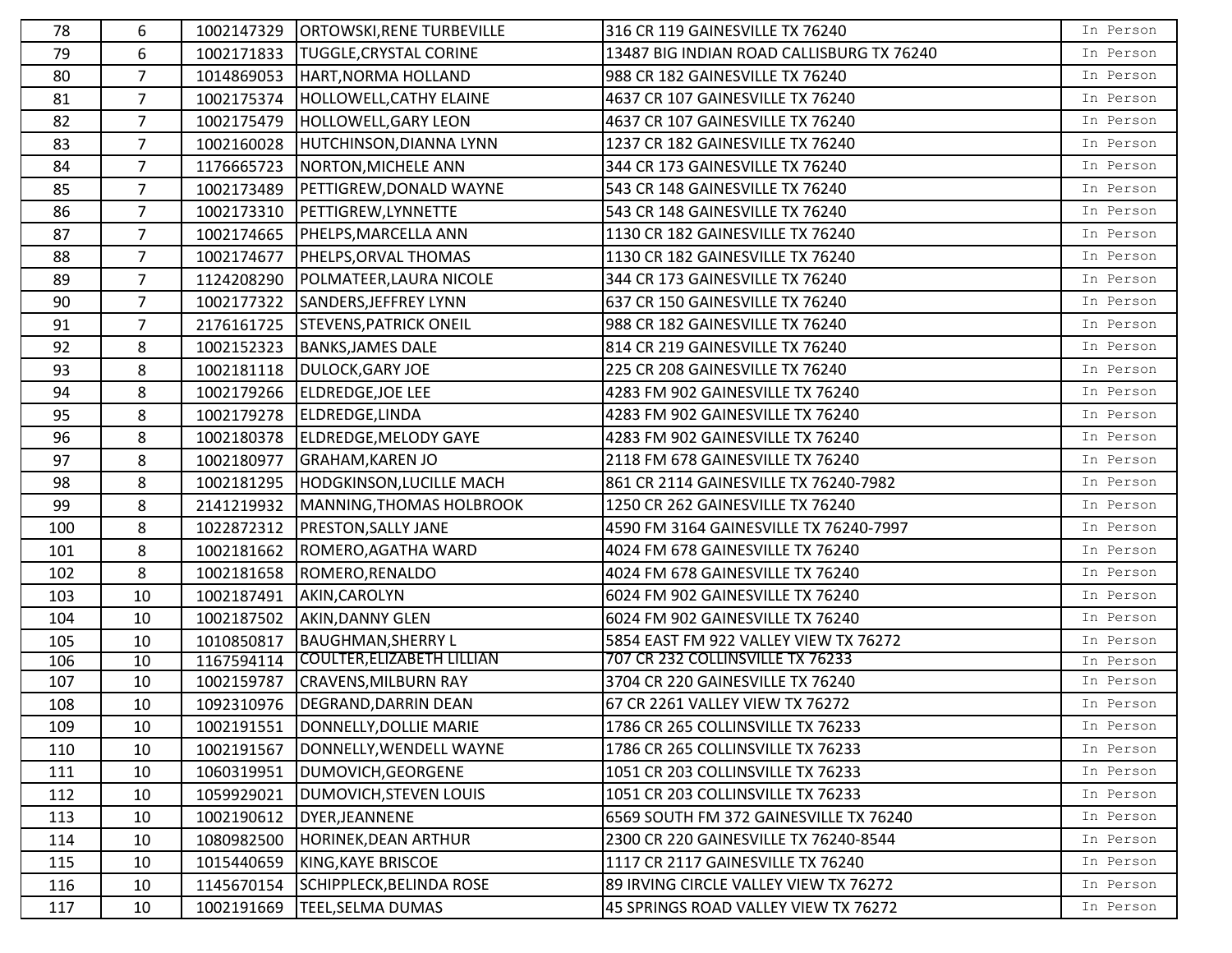| | | | | | |
|---|---|---|---|---|---|
| 78 | 6 | 1002147329 | ORTOWSKI,RENE TURBEVILLE | 316 CR 119 GAINESVILLE TX 76240 | In Person |
| 79 | 6 | 1002171833 | TUGGLE,CRYSTAL CORINE | 13487 BIG INDIAN ROAD CALLISBURG TX 76240 | In Person |
| 80 | 7 | 1014869053 | HART,NORMA HOLLAND | 988 CR 182 GAINESVILLE TX 76240 | In Person |
| 81 | 7 | 1002175374 | HOLLOWELL,CATHY ELAINE | 4637 CR 107 GAINESVILLE TX 76240 | In Person |
| 82 | 7 | 1002175479 | HOLLOWELL,GARY LEON | 4637 CR 107 GAINESVILLE TX 76240 | In Person |
| 83 | 7 | 1002160028 | HUTCHINSON,DIANNA LYNN | 1237 CR 182 GAINESVILLE TX 76240 | In Person |
| 84 | 7 | 1176665723 | NORTON,MICHELE ANN | 344 CR 173 GAINESVILLE TX 76240 | In Person |
| 85 | 7 | 1002173489 | PETTIGREW,DONALD WAYNE | 543 CR 148 GAINESVILLE TX 76240 | In Person |
| 86 | 7 | 1002173310 | PETTIGREW,LYNNETTE | 543 CR 148 GAINESVILLE TX 76240 | In Person |
| 87 | 7 | 1002174665 | PHELPS,MARCELLA ANN | 1130 CR 182 GAINESVILLE TX 76240 | In Person |
| 88 | 7 | 1002174677 | PHELPS,ORVAL THOMAS | 1130 CR 182 GAINESVILLE TX 76240 | In Person |
| 89 | 7 | 1124208290 | POLMATEER,LAURA NICOLE | 344 CR 173 GAINESVILLE TX 76240 | In Person |
| 90 | 7 | 1002177322 | SANDERS,JEFFREY LYNN | 637 CR 150 GAINESVILLE TX 76240 | In Person |
| 91 | 7 | 2176161725 | STEVENS,PATRICK ONEIL | 988 CR 182 GAINESVILLE TX 76240 | In Person |
| 92 | 8 | 1002152323 | BANKS,JAMES DALE | 814 CR 219 GAINESVILLE TX 76240 | In Person |
| 93 | 8 | 1002181118 | DULOCK,GARY JOE | 225 CR 208 GAINESVILLE TX 76240 | In Person |
| 94 | 8 | 1002179266 | ELDREDGE,JOE LEE | 4283 FM 902 GAINESVILLE TX 76240 | In Person |
| 95 | 8 | 1002179278 | ELDREDGE,LINDA | 4283 FM 902 GAINESVILLE TX 76240 | In Person |
| 96 | 8 | 1002180378 | ELDREDGE,MELODY GAYE | 4283 FM 902 GAINESVILLE TX 76240 | In Person |
| 97 | 8 | 1002180977 | GRAHAM,KAREN JO | 2118 FM 678 GAINESVILLE TX 76240 | In Person |
| 98 | 8 | 1002181295 | HODGKINSON,LUCILLE MACH | 861 CR 2114 GAINESVILLE TX 76240-7982 | In Person |
| 99 | 8 | 2141219932 | MANNING,THOMAS HOLBROOK | 1250 CR 262 GAINESVILLE TX 76240 | In Person |
| 100 | 8 | 1022872312 | PRESTON,SALLY JANE | 4590 FM 3164 GAINESVILLE TX 76240-7997 | In Person |
| 101 | 8 | 1002181662 | ROMERO,AGATHA WARD | 4024 FM 678 GAINESVILLE TX 76240 | In Person |
| 102 | 8 | 1002181658 | ROMERO,RENALDO | 4024 FM 678 GAINESVILLE TX 76240 | In Person |
| 103 | 10 | 1002187491 | AKIN,CAROLYN | 6024 FM 902 GAINESVILLE TX 76240 | In Person |
| 104 | 10 | 1002187502 | AKIN,DANNY GLEN | 6024 FM 902 GAINESVILLE TX 76240 | In Person |
| 105 | 10 | 1010850817 | BAUGHMAN,SHERRY L | 5854 EAST FM 922 VALLEY VIEW TX 76272 | In Person |
| 106 | 10 | 1167594114 | COULTER,ELIZABETH LILLIAN | 707 CR 232 COLLINSVILLE TX 76233 | In Person |
| 107 | 10 | 1002159787 | CRAVENS,MILBURN RAY | 3704 CR 220 GAINESVILLE TX 76240 | In Person |
| 108 | 10 | 1092310976 | DEGRAND,DARRIN DEAN | 67 CR 2261 VALLEY VIEW TX 76272 | In Person |
| 109 | 10 | 1002191551 | DONNELLY,DOLLIE MARIE | 1786 CR 265 COLLINSVILLE TX 76233 | In Person |
| 110 | 10 | 1002191567 | DONNELLY,WENDELL WAYNE | 1786 CR 265 COLLINSVILLE TX 76233 | In Person |
| 111 | 10 | 1060319951 | DUMOVICH,GEORGENE | 1051 CR 203 COLLINSVILLE TX 76233 | In Person |
| 112 | 10 | 1059929021 | DUMOVICH,STEVEN LOUIS | 1051 CR 203 COLLINSVILLE TX 76233 | In Person |
| 113 | 10 | 1002190612 | DYER,JEANNENE | 6569 SOUTH FM 372 GAINESVILLE TX 76240 | In Person |
| 114 | 10 | 1080982500 | HORINEK,DEAN ARTHUR | 2300 CR 220 GAINESVILLE TX 76240-8544 | In Person |
| 115 | 10 | 1015440659 | KING,KAYE BRISCOE | 1117 CR 2117 GAINESVILLE TX 76240 | In Person |
| 116 | 10 | 1145670154 | SCHIPPLECK,BELINDA ROSE | 89 IRVING CIRCLE VALLEY VIEW TX 76272 | In Person |
| 117 | 10 | 1002191669 | TEEL,SELMA DUMAS | 45 SPRINGS ROAD VALLEY VIEW TX 76272 | In Person |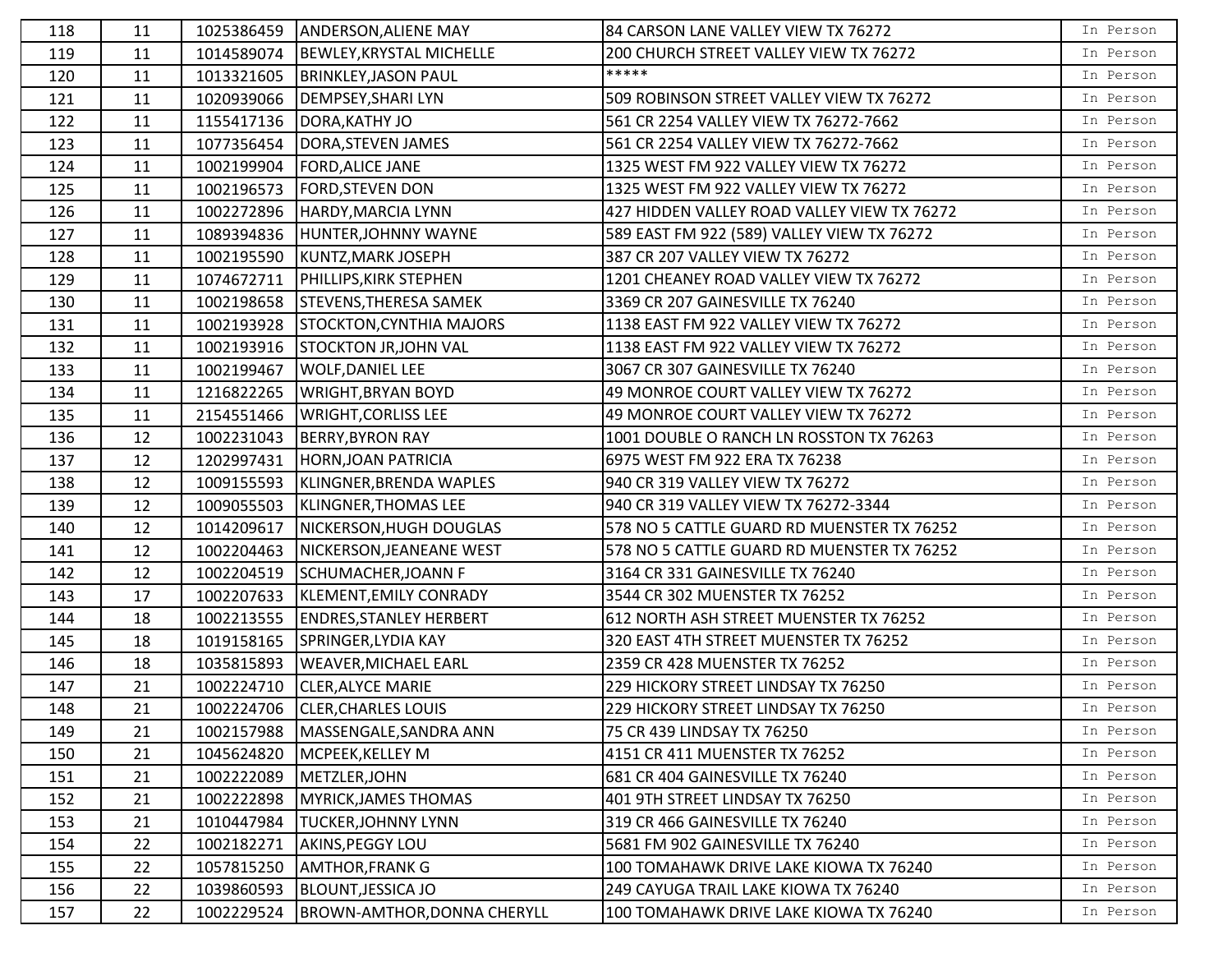| | | | | | |
|---|---|---|---|---|---|
| 118 | 11 | 1025386459 | ANDERSON,ALIENE MAY | 84 CARSON LANE VALLEY VIEW TX 76272 | In Person |
| 119 | 11 | 1014589074 | BEWLEY,KRYSTAL MICHELLE | 200 CHURCH STREET VALLEY VIEW TX 76272 | In Person |
| 120 | 11 | 1013321605 | BRINKLEY,JASON PAUL | ***** | In Person |
| 121 | 11 | 1020939066 | DEMPSEY,SHARI LYN | 509 ROBINSON STREET VALLEY VIEW TX 76272 | In Person |
| 122 | 11 | 1155417136 | DORA,KATHY JO | 561 CR 2254 VALLEY VIEW TX 76272-7662 | In Person |
| 123 | 11 | 1077356454 | DORA,STEVEN JAMES | 561 CR 2254 VALLEY VIEW TX 76272-7662 | In Person |
| 124 | 11 | 1002199904 | FORD,ALICE JANE | 1325 WEST FM 922 VALLEY VIEW TX 76272 | In Person |
| 125 | 11 | 1002196573 | FORD,STEVEN DON | 1325 WEST FM 922 VALLEY VIEW TX 76272 | In Person |
| 126 | 11 | 1002272896 | HARDY,MARCIA LYNN | 427 HIDDEN VALLEY ROAD VALLEY VIEW TX 76272 | In Person |
| 127 | 11 | 1089394836 | HUNTER,JOHNNY WAYNE | 589 EAST FM 922 (589) VALLEY VIEW TX 76272 | In Person |
| 128 | 11 | 1002195590 | KUNTZ,MARK JOSEPH | 387 CR 207 VALLEY VIEW TX 76272 | In Person |
| 129 | 11 | 1074672711 | PHILLIPS,KIRK STEPHEN | 1201 CHEANEY ROAD VALLEY VIEW TX 76272 | In Person |
| 130 | 11 | 1002198658 | STEVENS,THERESA SAMEK | 3369 CR 207 GAINESVILLE TX 76240 | In Person |
| 131 | 11 | 1002193928 | STOCKTON,CYNTHIA MAJORS | 1138 EAST FM 922 VALLEY VIEW TX 76272 | In Person |
| 132 | 11 | 1002193916 | STOCKTON JR,JOHN VAL | 1138 EAST FM 922 VALLEY VIEW TX 76272 | In Person |
| 133 | 11 | 1002199467 | WOLF,DANIEL LEE | 3067 CR 307 GAINESVILLE TX 76240 | In Person |
| 134 | 11 | 1216822265 | WRIGHT,BRYAN BOYD | 49 MONROE COURT VALLEY VIEW TX 76272 | In Person |
| 135 | 11 | 2154551466 | WRIGHT,CORLISS LEE | 49 MONROE COURT VALLEY VIEW TX 76272 | In Person |
| 136 | 12 | 1002231043 | BERRY,BYRON RAY | 1001 DOUBLE O RANCH LN ROSSTON TX 76263 | In Person |
| 137 | 12 | 1202997431 | HORN,JOAN PATRICIA | 6975 WEST FM 922 ERA TX 76238 | In Person |
| 138 | 12 | 1009155593 | KLINGNER,BRENDA WAPLES | 940 CR 319 VALLEY VIEW TX 76272 | In Person |
| 139 | 12 | 1009055503 | KLINGNER,THOMAS LEE | 940 CR 319 VALLEY VIEW TX 76272-3344 | In Person |
| 140 | 12 | 1014209617 | NICKERSON,HUGH DOUGLAS | 578 NO 5 CATTLE GUARD RD MUENSTER TX 76252 | In Person |
| 141 | 12 | 1002204463 | NICKERSON,JEANEANE WEST | 578 NO 5 CATTLE GUARD RD MUENSTER TX 76252 | In Person |
| 142 | 12 | 1002204519 | SCHUMACHER,JOANN F | 3164 CR 331 GAINESVILLE TX 76240 | In Person |
| 143 | 17 | 1002207633 | KLEMENT,EMILY CONRADY | 3544 CR 302 MUENSTER TX 76252 | In Person |
| 144 | 18 | 1002213555 | ENDRES,STANLEY HERBERT | 612 NORTH ASH STREET MUENSTER TX 76252 | In Person |
| 145 | 18 | 1019158165 | SPRINGER,LYDIA KAY | 320 EAST 4TH STREET MUENSTER TX 76252 | In Person |
| 146 | 18 | 1035815893 | WEAVER,MICHAEL EARL | 2359 CR 428 MUENSTER TX 76252 | In Person |
| 147 | 21 | 1002224710 | CLER,ALYCE MARIE | 229 HICKORY STREET LINDSAY TX 76250 | In Person |
| 148 | 21 | 1002224706 | CLER,CHARLES LOUIS | 229 HICKORY STREET LINDSAY TX 76250 | In Person |
| 149 | 21 | 1002157988 | MASSENGALE,SANDRA ANN | 75 CR 439 LINDSAY TX 76250 | In Person |
| 150 | 21 | 1045624820 | MCPEEK,KELLEY M | 4151 CR 411 MUENSTER TX 76252 | In Person |
| 151 | 21 | 1002222089 | METZLER,JOHN | 681 CR 404 GAINESVILLE TX 76240 | In Person |
| 152 | 21 | 1002222898 | MYRICK,JAMES THOMAS | 401 9TH STREET LINDSAY TX 76250 | In Person |
| 153 | 21 | 1010447984 | TUCKER,JOHNNY LYNN | 319 CR 466 GAINESVILLE TX 76240 | In Person |
| 154 | 22 | 1002182271 | AKINS,PEGGY LOU | 5681 FM 902 GAINESVILLE TX 76240 | In Person |
| 155 | 22 | 1057815250 | AMTHOR,FRANK G | 100 TOMAHAWK DRIVE LAKE KIOWA TX 76240 | In Person |
| 156 | 22 | 1039860593 | BLOUNT,JESSICA JO | 249 CAYUGA TRAIL LAKE KIOWA TX 76240 | In Person |
| 157 | 22 | 1002229524 | BROWN-AMTHOR,DONNA CHERYLL | 100 TOMAHAWK DRIVE LAKE KIOWA TX 76240 | In Person |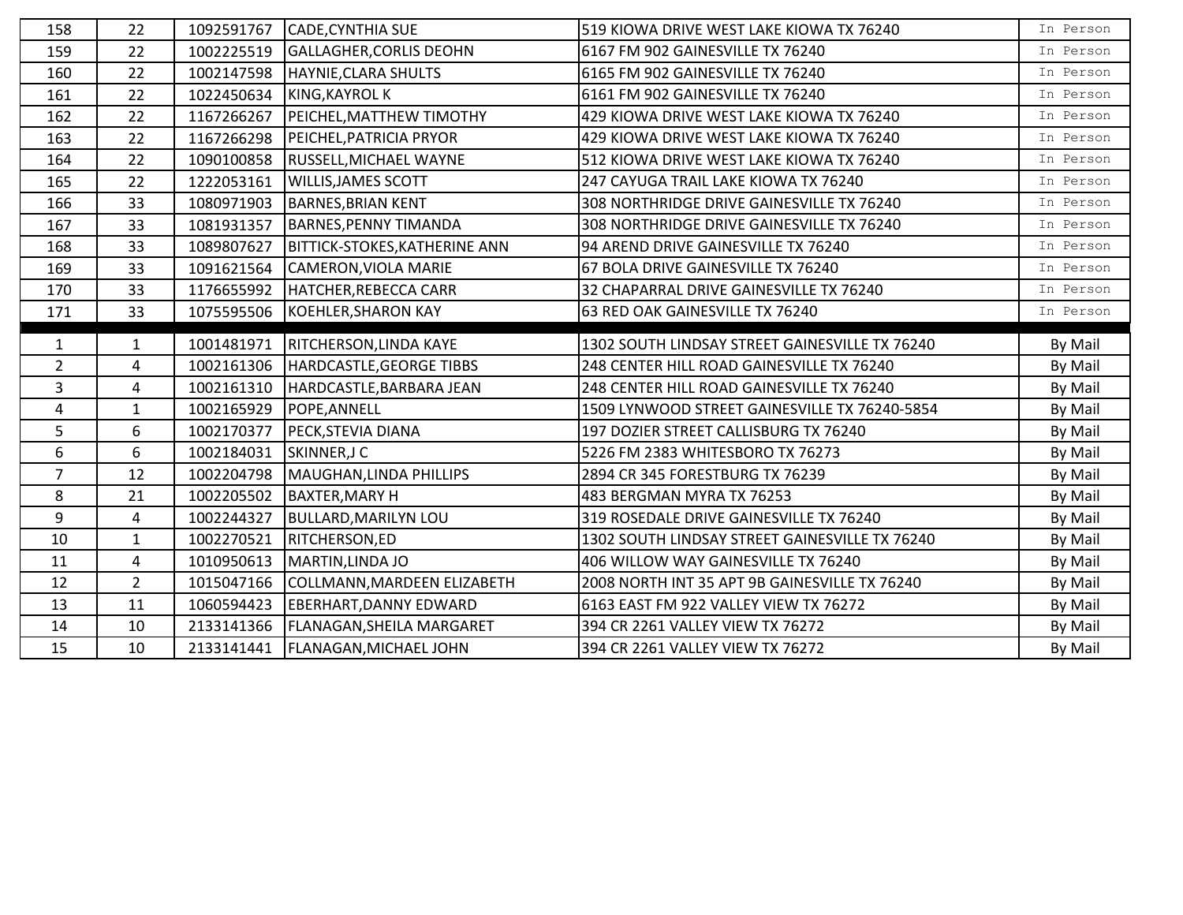| | | | | | |
|---|---|---|---|---|---|
| 158 | 22 | 1092591767 | CADE,CYNTHIA SUE | 519 KIOWA DRIVE WEST LAKE KIOWA TX 76240 | In Person |
| 159 | 22 | 1002225519 | GALLAGHER,CORLIS DEOHN | 6167 FM 902 GAINESVILLE TX 76240 | In Person |
| 160 | 22 | 1002147598 | HAYNIE,CLARA SHULTS | 6165 FM 902 GAINESVILLE TX 76240 | In Person |
| 161 | 22 | 1022450634 | KING,KAYROL K | 6161 FM 902 GAINESVILLE TX 76240 | In Person |
| 162 | 22 | 1167266267 | PEICHEL,MATTHEW TIMOTHY | 429 KIOWA DRIVE WEST LAKE KIOWA TX 76240 | In Person |
| 163 | 22 | 1167266298 | PEICHEL,PATRICIA PRYOR | 429 KIOWA DRIVE WEST LAKE KIOWA TX 76240 | In Person |
| 164 | 22 | 1090100858 | RUSSELL,MICHAEL WAYNE | 512 KIOWA DRIVE WEST LAKE KIOWA TX 76240 | In Person |
| 165 | 22 | 1222053161 | WILLIS,JAMES SCOTT | 247 CAYUGA TRAIL LAKE KIOWA TX 76240 | In Person |
| 166 | 33 | 1080971903 | BARNES,BRIAN KENT | 308 NORTHRIDGE DRIVE GAINESVILLE TX 76240 | In Person |
| 167 | 33 | 1081931357 | BARNES,PENNY TIMANDA | 308 NORTHRIDGE DRIVE GAINESVILLE TX 76240 | In Person |
| 168 | 33 | 1089807627 | BITTICK-STOKES,KATHERINE ANN | 94 AREND DRIVE GAINESVILLE TX 76240 | In Person |
| 169 | 33 | 1091621564 | CAMERON,VIOLA MARIE | 67 BOLA DRIVE GAINESVILLE TX 76240 | In Person |
| 170 | 33 | 1176655992 | HATCHER,REBECCA CARR | 32 CHAPARRAL DRIVE GAINESVILLE TX 76240 | In Person |
| 171 | 33 | 1075595506 | KOEHLER,SHARON KAY | 63 RED OAK GAINESVILLE TX 76240 | In Person |
| 1 | 1 | 1001481971 | RITCHERSON,LINDA KAYE | 1302 SOUTH LINDSAY STREET GAINESVILLE TX 76240 | By Mail |
| 2 | 4 | 1002161306 | HARDCASTLE,GEORGE TIBBS | 248 CENTER HILL ROAD GAINESVILLE TX 76240 | By Mail |
| 3 | 4 | 1002161310 | HARDCASTLE,BARBARA JEAN | 248 CENTER HILL ROAD GAINESVILLE TX 76240 | By Mail |
| 4 | 1 | 1002165929 | POPE,ANNELL | 1509 LYNWOOD STREET GAINESVILLE TX 76240-5854 | By Mail |
| 5 | 6 | 1002170377 | PECK,STEVIA DIANA | 197 DOZIER STREET CALLISBURG TX 76240 | By Mail |
| 6 | 6 | 1002184031 | SKINNER,J C | 5226 FM 2383 WHITESBORO TX 76273 | By Mail |
| 7 | 12 | 1002204798 | MAUGHAN,LINDA PHILLIPS | 2894 CR 345 FORESTBURG TX 76239 | By Mail |
| 8 | 21 | 1002205502 | BAXTER,MARY H | 483 BERGMAN MYRA TX 76253 | By Mail |
| 9 | 4 | 1002244327 | BULLARD,MARILYN LOU | 319 ROSEDALE DRIVE GAINESVILLE TX 76240 | By Mail |
| 10 | 1 | 1002270521 | RITCHERSON,ED | 1302 SOUTH LINDSAY STREET GAINESVILLE TX 76240 | By Mail |
| 11 | 4 | 1010950613 | MARTIN,LINDA JO | 406 WILLOW WAY GAINESVILLE TX 76240 | By Mail |
| 12 | 2 | 1015047166 | COLLMANN,MARDEEN ELIZABETH | 2008 NORTH INT 35 APT 9B GAINESVILLE TX 76240 | By Mail |
| 13 | 11 | 1060594423 | EBERHART,DANNY EDWARD | 6163 EAST FM 922 VALLEY VIEW TX 76272 | By Mail |
| 14 | 10 | 2133141366 | FLANAGAN,SHEILA MARGARET | 394 CR 2261 VALLEY VIEW TX 76272 | By Mail |
| 15 | 10 | 2133141441 | FLANAGAN,MICHAEL JOHN | 394 CR 2261 VALLEY VIEW TX 76272 | By Mail |